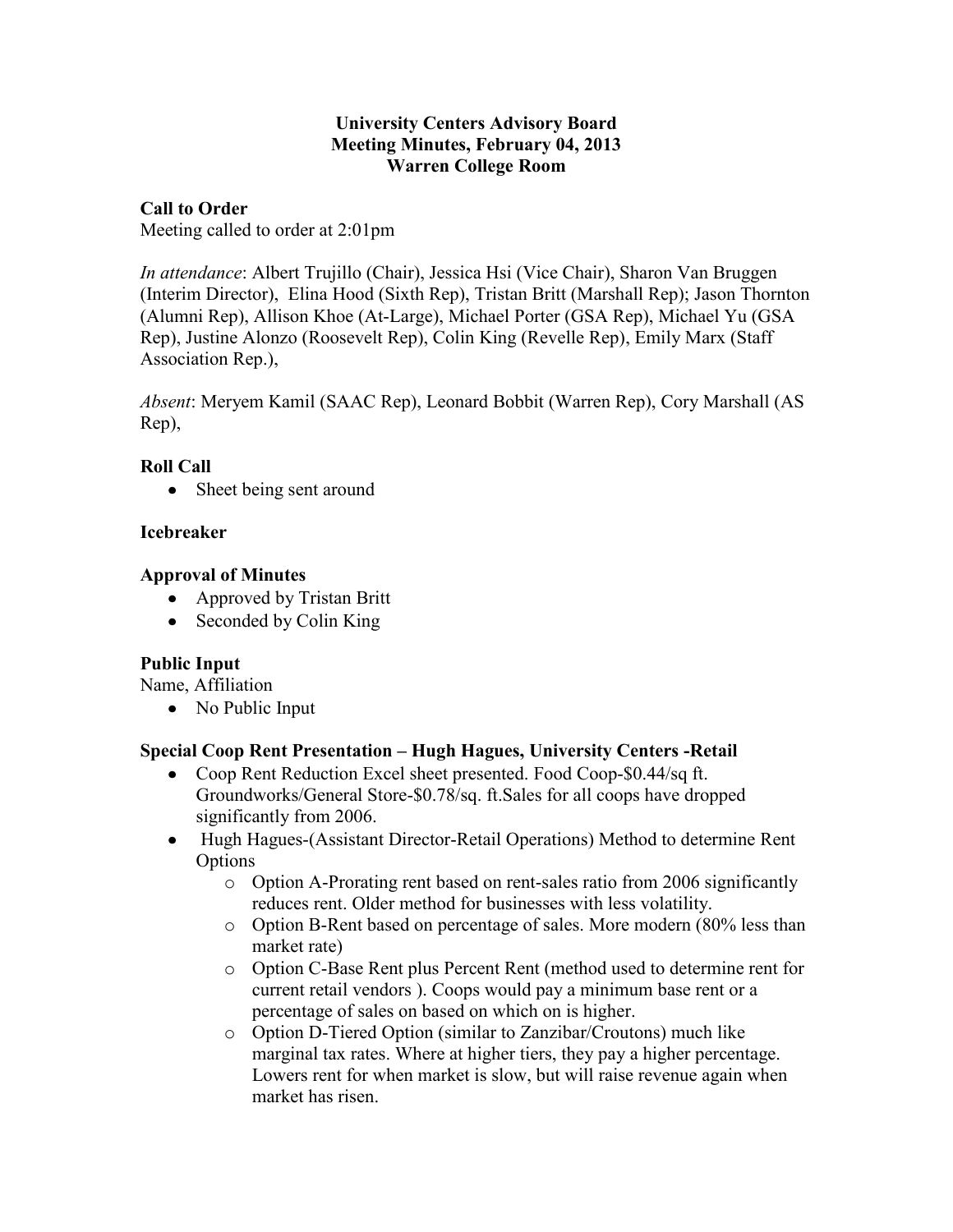# University Centers Advisory Board
## Meeting Minutes, February 04, 2013
## Warren College Room

### Call to Order

Meeting called to order at 2:01pm

*In attendance*: Albert Trujillo (Chair), Jessica Hsi (Vice Chair), Sharon Van Bruggen (Interim Director), Elina Hood (Sixth Rep), Tristan Britt (Marshall Rep); Jason Thornton (Alumni Rep), Allison Khoe (At-Large), Michael Porter (GSA Rep), Michael Yu (GSA Rep), Justine Alonzo (Roosevelt Rep), Colin King (Revelle Rep), Emily Marx (Staff Association Rep.),

*Absent*: Meryem Kamil (SAAC Rep), Leonard Bobbit (Warren Rep), Cory Marshall (AS Rep),

### Roll Call

- Sheet being sent around

### Icebreaker

### Approval of Minutes

- Approved by Tristan Britt
- Seconded by Colin King

### Public Input

Name, Affiliation

- No Public Input

### Special Coop Rent Presentation – Hugh Hagues, University Centers -Retail

- Coop Rent Reduction Excel sheet presented. Food Coop-$0.44/sq ft. Groundworks/General Store-$0.78/sq. ft.Sales for all coops have dropped significantly from 2006.
- Hugh Hagues-(Assistant Director-Retail Operations) Method to determine Rent Options
  - Option A-Prorating rent based on rent-sales ratio from 2006 significantly reduces rent. Older method for businesses with less volatility.
  - Option B-Rent based on percentage of sales. More modern (80% less than market rate)
  - Option C-Base Rent plus Percent Rent (method used to determine rent for current retail vendors ). Coops would pay a minimum base rent or a percentage of sales on based on which on is higher.
  - Option D-Tiered Option (similar to Zanzibar/Croutons) much like marginal tax rates. Where at higher tiers, they pay a higher percentage. Lowers rent for when market is slow, but will raise revenue again when market has risen.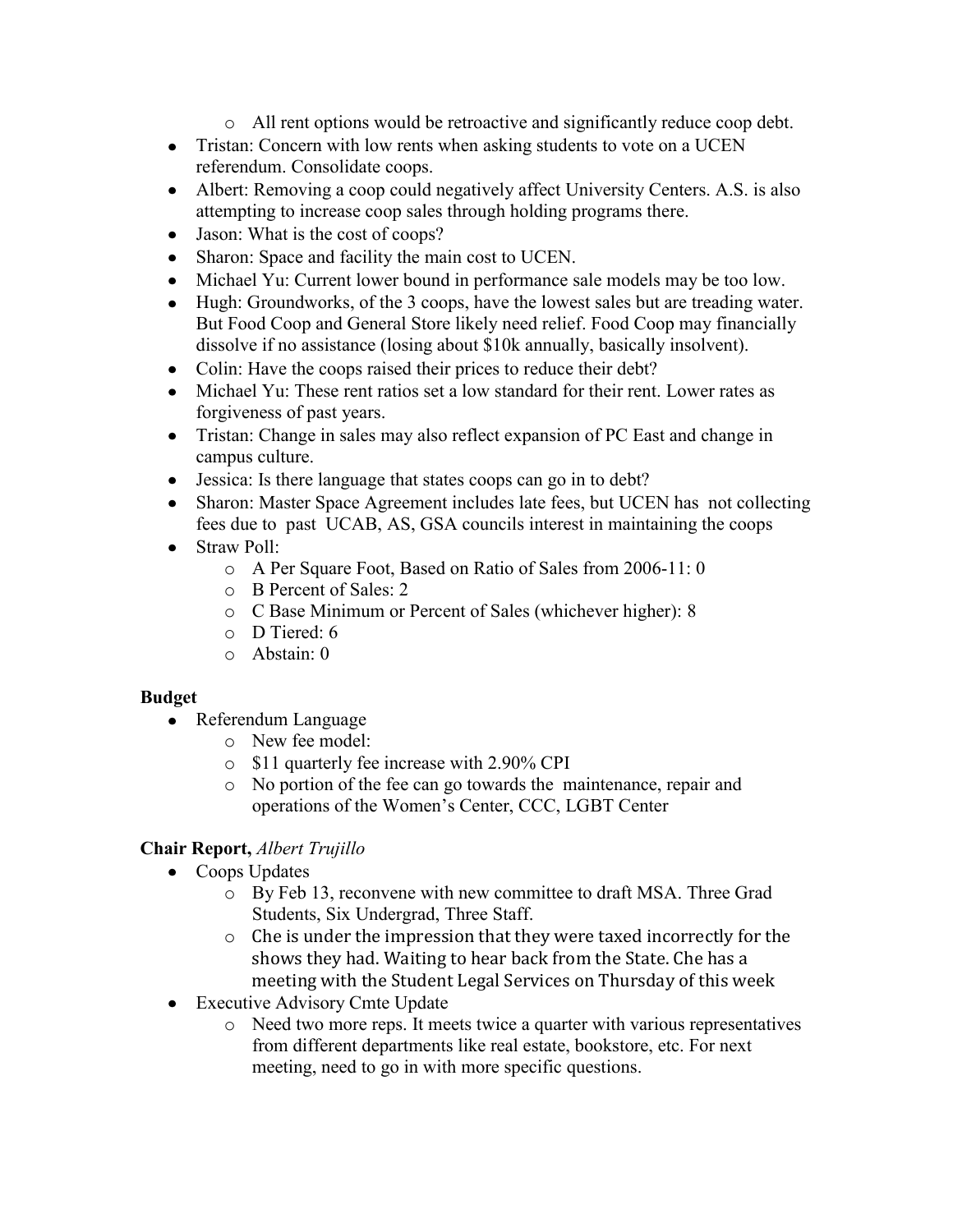- All rent options would be retroactive and significantly reduce coop debt.
- Tristan: Concern with low rents when asking students to vote on a UCEN referendum. Consolidate coops.
- Albert: Removing a coop could negatively affect University Centers. A.S. is also attempting to increase coop sales through holding programs there.
- Jason: What is the cost of coops?
- Sharon: Space and facility the main cost to UCEN.
- Michael Yu: Current lower bound in performance sale models may be too low.
- Hugh: Groundworks, of the 3 coops, have the lowest sales but are treading water. But Food Coop and General Store likely need relief. Food Coop may financially dissolve if no assistance (losing about $10k annually, basically insolvent).
- Colin: Have the coops raised their prices to reduce their debt?
- Michael Yu: These rent ratios set a low standard for their rent. Lower rates as forgiveness of past years.
- Tristan: Change in sales may also reflect expansion of PC East and change in campus culture.
- Jessica: Is there language that states coops can go in to debt?
- Sharon: Master Space Agreement includes late fees, but UCEN has not collecting fees due to past UCAB, AS, GSA councils interest in maintaining the coops
- Straw Poll:
  - A Per Square Foot, Based on Ratio of Sales from 2006-11: 0
  - B Percent of Sales: 2
  - C Base Minimum or Percent of Sales (whichever higher): 8
  - D Tiered: 6
  - Abstain: 0

**Budget**

- Referendum Language
  - New fee model:
  - $11 quarterly fee increase with 2.90% CPI
  - No portion of the fee can go towards the maintenance, repair and operations of the Women's Center, CCC, LGBT Center

**Chair Report,** *Albert Trujillo*

- Coops Updates
  - By Feb 13, reconvene with new committee to draft MSA. Three Grad Students, Six Undergrad, Three Staff.
  - Che is under the impression that they were taxed incorrectly for the shows they had. Waiting to hear back from the State. Che has a meeting with the Student Legal Services on Thursday of this week
- Executive Advisory Cmte Update
  - Need two more reps. It meets twice a quarter with various representatives from different departments like real estate, bookstore, etc. For next meeting, need to go in with more specific questions.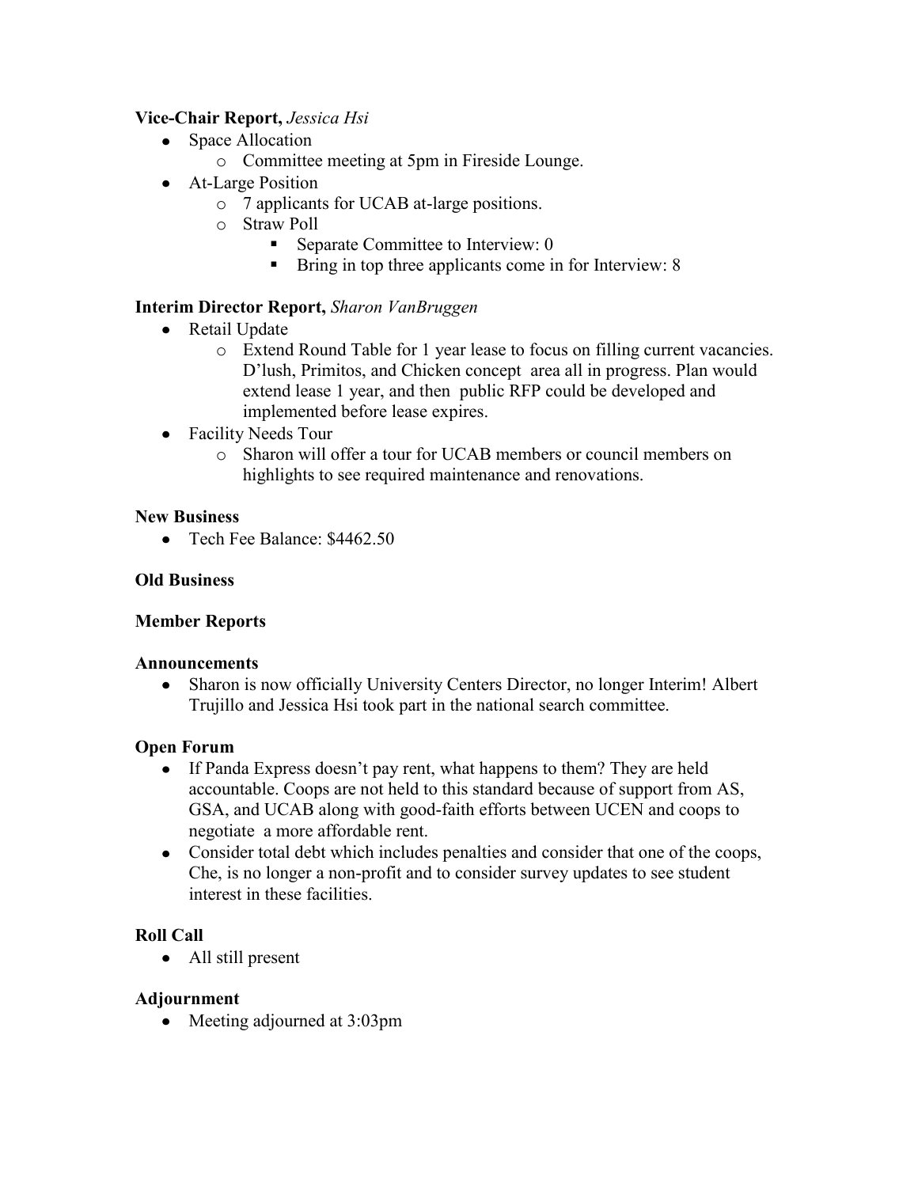**Vice-Chair Report,** *Jessica Hsi*

- Space Allocation
  - Committee meeting at 5pm in Fireside Lounge.
- At-Large Position
  - 7 applicants for UCAB at-large positions.
  - Straw Poll
    - Separate Committee to Interview: 0
    - Bring in top three applicants come in for Interview: 8

**Interim Director Report,** *Sharon VanBruggen*

- Retail Update
  - Extend Round Table for 1 year lease to focus on filling current vacancies. D'lush, Primitos, and Chicken concept area all in progress. Plan would extend lease 1 year, and then public RFP could be developed and implemented before lease expires.
- Facility Needs Tour
  - Sharon will offer a tour for UCAB members or council members on highlights to see required maintenance and renovations.

**New Business**

- Tech Fee Balance: $4462.50

**Old Business**

**Member Reports**

**Announcements**

- Sharon is now officially University Centers Director, no longer Interim! Albert Trujillo and Jessica Hsi took part in the national search committee.

**Open Forum**

- If Panda Express doesn't pay rent, what happens to them? They are held accountable. Coops are not held to this standard because of support from AS, GSA, and UCAB along with good-faith efforts between UCEN and coops to negotiate a more affordable rent.
- Consider total debt which includes penalties and consider that one of the coops, Che, is no longer a non-profit and to consider survey updates to see student interest in these facilities.

**Roll Call**

- All still present

**Adjournment**

- Meeting adjourned at 3:03pm